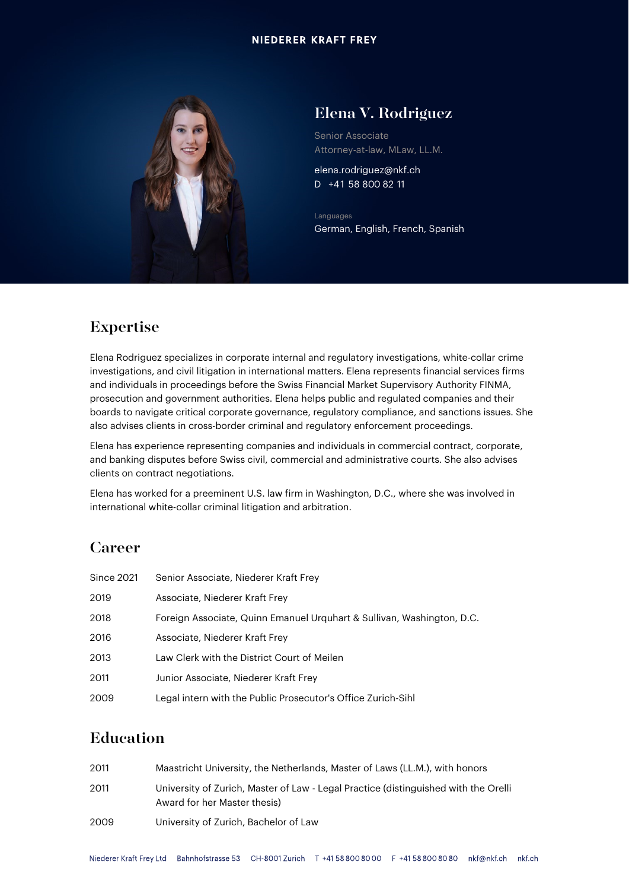NIEDERER KRAFT FREY

# Elena V. Rodriguez

Senior Associate
Attorney-at-law, MLaw, LL.M.

elena.rodriguez@nkf.ch
D +41 58 800 82 11

Languages
German, English, French, Spanish

## Expertise

Elena Rodriguez specializes in corporate internal and regulatory investigations, white-collar crime investigations, and civil litigation in international matters. Elena represents financial services firms and individuals in proceedings before the Swiss Financial Market Supervisory Authority FINMA, prosecution and government authorities. Elena helps public and regulated companies and their boards to navigate critical corporate governance, regulatory compliance, and sanctions issues. She also advises clients in cross-border criminal and regulatory enforcement proceedings.

Elena has experience representing companies and individuals in commercial contract, corporate, and banking disputes before Swiss civil, commercial and administrative courts. She also advises clients on contract negotiations.

Elena has worked for a preeminent U.S. law firm in Washington, D.C., where she was involved in international white-collar criminal litigation and arbitration.

## Career

| | |
|---|---|
| Since 2021 | Senior Associate, Niederer Kraft Frey |
| 2019 | Associate, Niederer Kraft Frey |
| 2018 | Foreign Associate, Quinn Emanuel Urquhart & Sullivan, Washington, D.C. |
| 2016 | Associate, Niederer Kraft Frey |
| 2013 | Law Clerk with the District Court of Meilen |
| 2011 | Junior Associate, Niederer Kraft Frey |
| 2009 | Legal intern with the Public Prosecutor's Office Zurich-Sihl |

## Education

| | |
|---|---|
| 2011 | Maastricht University, the Netherlands, Master of Laws (LL.M.), with honors |
| 2011 | University of Zurich, Master of Law - Legal Practice (distinguished with the Orelli Award for her Master thesis) |
| 2009 | University of Zurich, Bachelor of Law |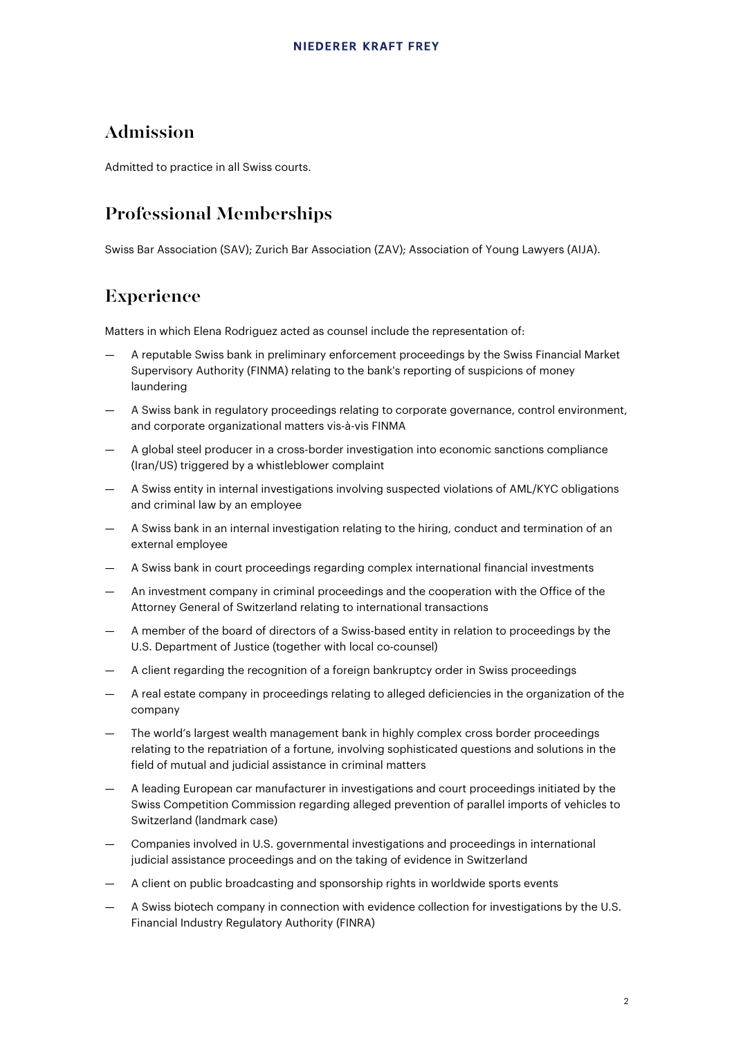## Admission

Admitted to practice in all Swiss courts.

## Professional Memberships

Swiss Bar Association (SAV); Zurich Bar Association (ZAV); Association of Young Lawyers (AIJA).

## Experience

Matters in which Elena Rodriguez acted as counsel include the representation of:

- A reputable Swiss bank in preliminary enforcement proceedings by the Swiss Financial Market Supervisory Authority (FINMA) relating to the bank's reporting of suspicions of money laundering
- A Swiss bank in regulatory proceedings relating to corporate governance, control environment, and corporate organizational matters vis-à-vis FINMA
- A global steel producer in a cross-border investigation into economic sanctions compliance (Iran/US) triggered by a whistleblower complaint
- A Swiss entity in internal investigations involving suspected violations of AML/KYC obligations and criminal law by an employee
- A Swiss bank in an internal investigation relating to the hiring, conduct and termination of an external employee
- A Swiss bank in court proceedings regarding complex international financial investments
- An investment company in criminal proceedings and the cooperation with the Office of the Attorney General of Switzerland relating to international transactions
- A member of the board of directors of a Swiss-based entity in relation to proceedings by the U.S. Department of Justice (together with local co-counsel)
- A client regarding the recognition of a foreign bankruptcy order in Swiss proceedings
- A real estate company in proceedings relating to alleged deficiencies in the organization of the company
- The world's largest wealth management bank in highly complex cross border proceedings relating to the repatriation of a fortune, involving sophisticated questions and solutions in the field of mutual and judicial assistance in criminal matters
- A leading European car manufacturer in investigations and court proceedings initiated by the Swiss Competition Commission regarding alleged prevention of parallel imports of vehicles to Switzerland (landmark case)
- Companies involved in U.S. governmental investigations and proceedings in international judicial assistance proceedings and on the taking of evidence in Switzerland
- A client on public broadcasting and sponsorship rights in worldwide sports events
- A Swiss biotech company in connection with evidence collection for investigations by the U.S. Financial Industry Regulatory Authority (FINRA)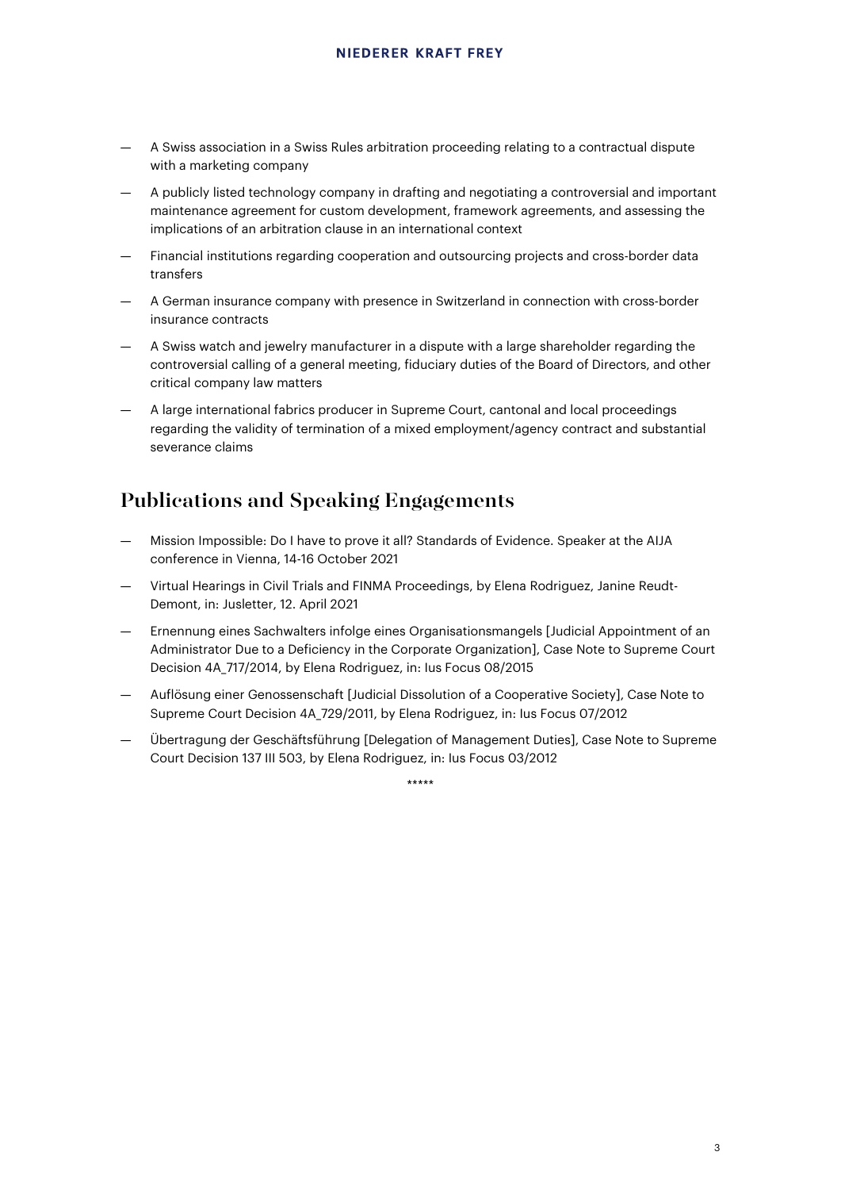- A Swiss association in a Swiss Rules arbitration proceeding relating to a contractual dispute with a marketing company
- A publicly listed technology company in drafting and negotiating a controversial and important maintenance agreement for custom development, framework agreements, and assessing the implications of an arbitration clause in an international context
- Financial institutions regarding cooperation and outsourcing projects and cross-border data transfers
- A German insurance company with presence in Switzerland in connection with cross-border insurance contracts
- A Swiss watch and jewelry manufacturer in a dispute with a large shareholder regarding the controversial calling of a general meeting, fiduciary duties of the Board of Directors, and other critical company law matters
- A large international fabrics producer in Supreme Court, cantonal and local proceedings regarding the validity of termination of a mixed employment/agency contract and substantial severance claims

## Publications and Speaking Engagements

- Mission Impossible: Do I have to prove it all? Standards of Evidence. Speaker at the AIJA conference in Vienna, 14-16 October 2021
- Virtual Hearings in Civil Trials and FINMA Proceedings, by Elena Rodriguez, Janine Reudt-Demont, in: Jusletter, 12. April 2021
- Ernennung eines Sachwalters infolge eines Organisationsmangels [Judicial Appointment of an Administrator Due to a Deficiency in the Corporate Organization], Case Note to Supreme Court Decision 4A_717/2014, by Elena Rodriguez, in: Ius Focus 08/2015
- Auflösung einer Genossenschaft [Judicial Dissolution of a Cooperative Society], Case Note to Supreme Court Decision 4A_729/2011, by Elena Rodriguez, in: Ius Focus 07/2012
- Übertragung der Geschäftsführung [Delegation of Management Duties], Case Note to Supreme Court Decision 137 III 503, by Elena Rodriguez, in: Ius Focus 03/2012

*****